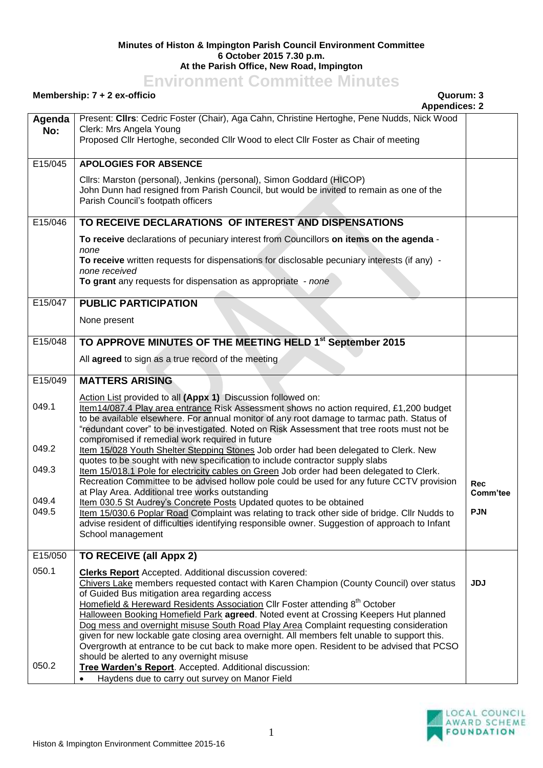**Minutes of Histon & Impington Parish Council Environment Committee**
**6 October 2015 7.30 p.m.**
**At the Parish Office, New Road, Impington**

# Environment Committee Minutes

**Membership: 7 + 2 ex-officio** **Quorum: 3**
**Appendices: 2**

| Agenda No: | Present: **Cllrs**: Cedric Foster (Chair), Aga Cahn, Christine Hertoghe, Pene Nudds, Nick Wood<br>Clerk: Mrs Angela Young<br>Proposed Cllr Hertoghe, seconded Cllr Wood to elect Cllr Foster as Chair of meeting | |
|---|---|---|
| E15/045 | **APOLOGIES FOR ABSENCE**<br>Cllrs: Marston (personal), Jenkins (personal), Simon Goddard (HICOP)<br>John Dunn had resigned from Parish Council, but would be invited to remain as one of the Parish Council's footpath officers | |
| E15/046 | **TO RECEIVE DECLARATIONS OF INTEREST AND DISPENSATIONS**<br>**To receive** declarations of pecuniary interest from Councillors **on items on the agenda** - *none*<br>**To receive** written requests for dispensations for disclosable pecuniary interests (if any) - *none received*<br>**To grant** any requests for dispensation as appropriate - *none* | |
| E15/047 | **PUBLIC PARTICIPATION**<br>None present | |
| E15/048 | **TO APPROVE MINUTES OF THE MEETING HELD 1st September 2015**<br>All **agreed** to sign as a true record of the meeting | |
| E15/049 | **MATTERS ARISING**<br>Action List provided to all **(Appx 1)** Discussion followed on: | |
| 049.1 | Item14/087.4 Play area entrance Risk Assessment shows no action required, £1,200 budget to be available elsewhere. For annual monitor of any root damage to tarmac path. Status of "redundant cover" to be investigated. Noted on Risk Assessment that tree roots must not be compromised if remedial work required in future | |
| 049.2 | Item 15/028 Youth Shelter Stepping Stones Job order had been delegated to Clerk. New quotes to be sought with new specification to include contractor supply slabs | |
| 049.3 | Item 15/018.1 Pole for electricity cables on Green Job order had been delegated to Clerk. Recreation Committee to be advised hollow pole could be used for any future CCTV provision at Play Area. Additional tree works outstanding | **Rec Comm'tee** |
| 049.4 | Item 030.5 St Audrey's Concrete Posts Updated quotes to be obtained | |
| 049.5 | Item 15/030.6 Poplar Road Complaint was relating to track other side of bridge. Cllr Nudds to advise resident of difficulties identifying responsible owner. Suggestion of approach to Infant School management | **PJN** |
| E15/050 | **TO RECEIVE (all Appx 2)** | |
| 050.1 | **Clerks Report** Accepted. Additional discussion covered:<br>Chivers Lake members requested contact with Karen Champion (County Council) over status of Guided Bus mitigation area regarding access<br>Homefield & Hereward Residents Association Cllr Foster attending 8th October<br>Halloween Booking Homefield Park **agreed**. Noted event at Crossing Keepers Hut planned<br>Dog mess and overnight misuse South Road Play Area Complaint requesting consideration given for new lockable gate closing area overnight. All members felt unable to support this. Overgrowth at entrance to be cut back to make more open. Resident to be advised that PCSO should be alerted to any overnight misuse | **JDJ** |
| 050.2 | **Tree Warden's Report**. Accepted. Additional discussion:<br>• Haydens due to carry out survey on Manor Field | |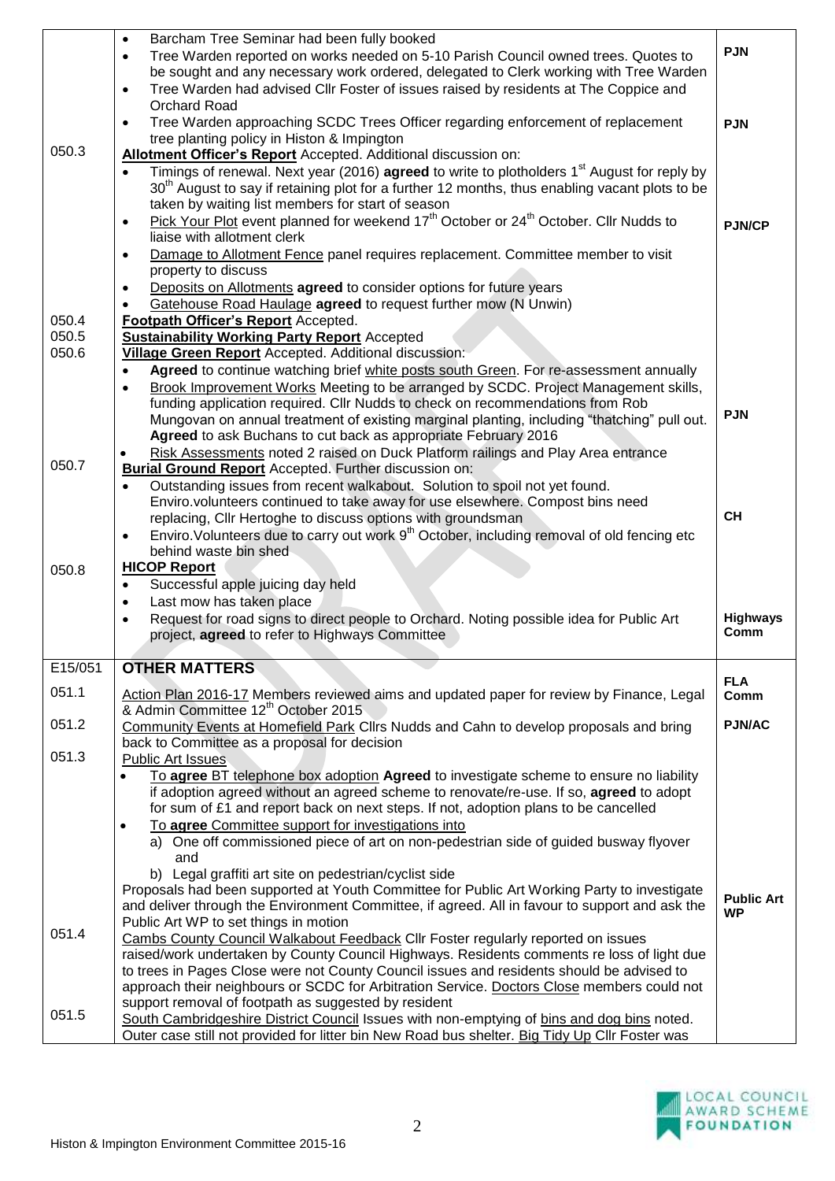| | | |
|---|---|---|
| | • Barcham Tree Seminar had been fully booked<br>• Tree Warden reported on works needed on 5-10 Parish Council owned trees. Quotes to be sought and any necessary work ordered, delegated to Clerk working with Tree Warden<br>• Tree Warden had advised Cllr Foster of issues raised by residents at The Coppice and Orchard Road<br>• Tree Warden approaching SCDC Trees Officer regarding enforcement of replacement tree planting policy in Histon & Impington | PJN<br><br>PJN |
| 050.3 | **Allotment Officer's Report** Accepted. Additional discussion on:<br>• Timings of renewal. Next year (2016) **agreed** to write to plotholders 1st August for reply by 30th August to say if retaining plot for a further 12 months, thus enabling vacant plots to be taken by waiting list members for start of season<br>• Pick Your Plot event planned for weekend 17th October or 24th October. Cllr Nudds to liaise with allotment clerk<br>• Damage to Allotment Fence panel requires replacement. Committee member to visit property to discuss<br>• Deposits on Allotments **agreed** to consider options for future years<br>• Gatehouse Road Haulage **agreed** to request further mow (N Unwin) | PJN/CP |
| 050.4 | **Footpath Officer's Report** Accepted. | |
| 050.5 | **Sustainability Working Party Report** Accepted | |
| 050.6 | **Village Green Report** Accepted. Additional discussion:<br>• **Agreed** to continue watching brief white posts south Green. For re-assessment annually<br>• Brook Improvement Works Meeting to be arranged by SCDC. Project Management skills, funding application required. Cllr Nudds to check on recommendations from Rob Mungovan on annual treatment of existing marginal planting, including "thatching" pull out. **Agreed** to ask Buchans to cut back as appropriate February 2016<br>• Risk Assessments noted 2 raised on Duck Platform railings and Play Area entrance | PJN |
| 050.7 | **Burial Ground Report** Accepted. Further discussion on:<br>• Outstanding issues from recent walkabout. Solution to spoil not yet found. Enviro.volunteers continued to take away for use elsewhere. Compost bins need replacing, Cllr Hertoghe to discuss options with groundsman<br>• Enviro.Volunteers due to carry out work 9th October, including removal of old fencing etc behind waste bin shed | CH |
| 050.8 | **HICOP Report**<br>• Successful apple juicing day held<br>• Last mow has taken place<br>• Request for road signs to direct people to Orchard. Noting possible idea for Public Art project, **agreed** to refer to Highways Committee | Highways Comm |
| E15/051 | **OTHER MATTERS** | |
| 051.1 | Action Plan 2016-17 Members reviewed aims and updated paper for review by Finance, Legal & Admin Committee 12th October 2015 | FLA Comm |
| 051.2 | Community Events at Homefield Park Cllrs Nudds and Cahn to develop proposals and bring back to Committee as a proposal for decision | PJN/AC |
| 051.3 | Public Art Issues<br>• To **agree** BT telephone box adoption **Agreed** to investigate scheme to ensure no liability if adoption agreed without an agreed scheme to renovate/re-use. If so, **agreed** to adopt for sum of £1 and report back on next steps. If not, adoption plans to be cancelled<br>• To **agree** Committee support for investigations into<br>a) One off commissioned piece of art on non-pedestrian side of guided busway flyover and<br>b) Legal graffiti art site on pedestrian/cyclist side<br>Proposals had been supported at Youth Committee for Public Art Working Party to investigate and deliver through the Environment Committee, if agreed. All in favour to support and ask the Public Art WP to set things in motion | Public Art WP |
| 051.4 | Cambs County Council Walkabout Feedback Cllr Foster regularly reported on issues raised/work undertaken by County Council Highways. Residents comments re loss of light due to trees in Pages Close were not County Council issues and residents should be advised to approach their neighbours or SCDC for Arbitration Service. Doctors Close members could not support removal of footpath as suggested by resident | |
| 051.5 | South Cambridgeshire District Council Issues with non-emptying of bins and dog bins noted. Outer case still not provided for litter bin New Road bus shelter. Big Tidy Up Cllr Foster was | |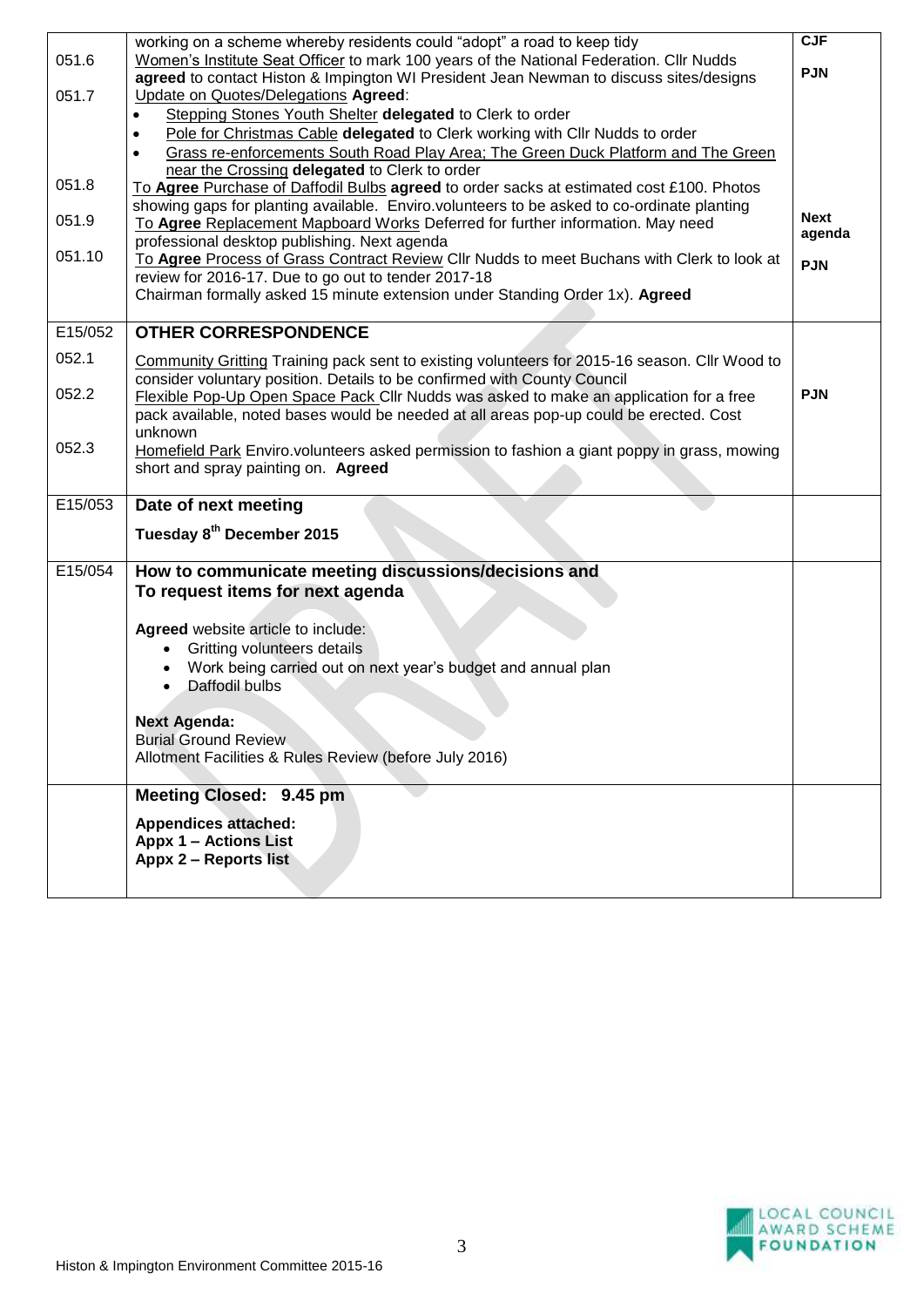| | | |
|---|---|---|
| | working on a scheme whereby residents could "adopt" a road to keep tidy | CJF |
| 051.6 | Women's Institute Seat Officer to mark 100 years of the National Federation. Cllr Nudds **agreed** to contact Histon & Impington WI President Jean Newman to discuss sites/designs | PJN |
| 051.7 | Update on Quotes/Delegations **Agreed**:<br>• Stepping Stones Youth Shelter **delegated** to Clerk to order<br>• Pole for Christmas Cable **delegated** to Clerk working with Cllr Nudds to order<br>• Grass re-enforcements South Road Play Area; The Green Duck Platform and The Green near the Crossing **delegated** to Clerk to order | |
| 051.8 | To **Agree** Purchase of Daffodil Bulbs **agreed** to order sacks at estimated cost £100. Photos showing gaps for planting available. Enviro.volunteers to be asked to co-ordinate planting | |
| 051.9 | To **Agree** Replacement Mapboard Works Deferred for further information. May need professional desktop publishing. Next agenda | **Next agenda** |
| 051.10 | To **Agree** Process of Grass Contract Review Cllr Nudds to meet Buchans with Clerk to look at review for 2016-17. Due to go out to tender 2017-18<br>Chairman formally asked 15 minute extension under Standing Order 1x). **Agreed** | PJN |
| E15/052 | **OTHER CORRESPONDENCE** | |
| 052.1 | Community Gritting Training pack sent to existing volunteers for 2015-16 season. Cllr Wood to consider voluntary position. Details to be confirmed with County Council | |
| 052.2 | Flexible Pop-Up Open Space Pack Cllr Nudds was asked to make an application for a free pack available, noted bases would be needed at all areas pop-up could be erected. Cost unknown | PJN |
| 052.3 | Homefield Park Enviro.volunteers asked permission to fashion a giant poppy in grass, mowing short and spray painting on. **Agreed** | |
| E15/053 | **Date of next meeting**<br><br>**Tuesday 8th December 2015** | |
| E15/054 | **How to communicate meeting discussions/decisions and To request items for next agenda**<br><br>**Agreed** website article to include:<br>• Gritting volunteers details<br>• Work being carried out on next year's budget and annual plan<br>• Daffodil bulbs<br><br>**Next Agenda:**<br>Burial Ground Review<br>Allotment Facilities & Rules Review (before July 2016) | |
| | **Meeting Closed: 9.45 pm**<br><br>**Appendices attached:**<br>**Appx 1 – Actions List**<br>**Appx 2 – Reports list** | |

Histon & Impington Environment Committee 2015-16